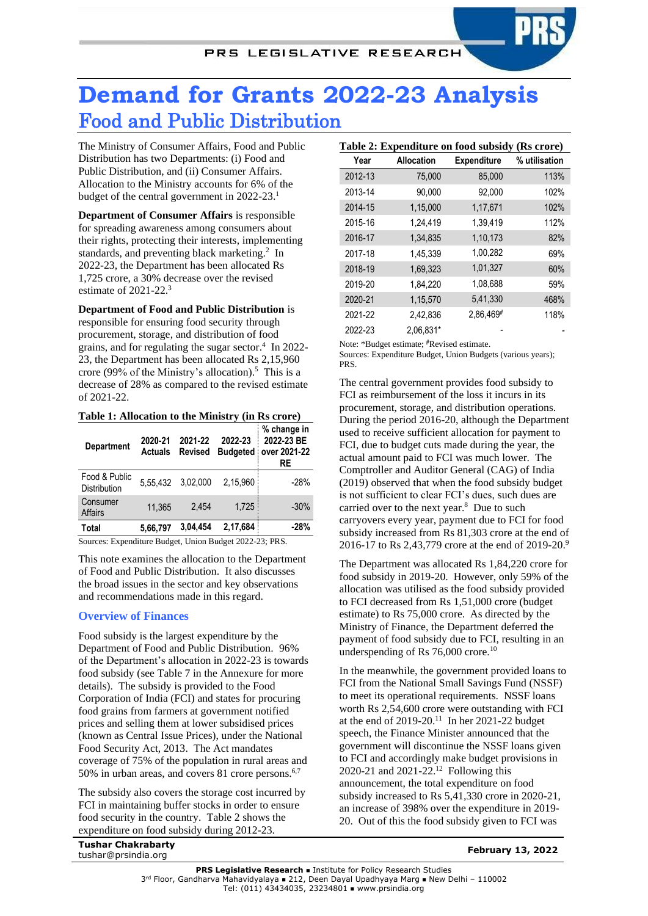# Demand for Grants 2022-23 Analysis

## Food and Public Distribution

The Ministry of Consumer Affairs, Food and Public Distribution has two Departments: (i) Food and Public Distribution, and (ii) Consumer Affairs. Allocation to the Ministry accounts for 6% of the budget of the central government in 2022-23.[1]

**Department of Consumer Affairs** is responsible for spreading awareness among consumers about their rights, protecting their interests, implementing standards, and preventing black marketing.[2] In 2022-23, the Department has been allocated Rs 1,725 crore, a 30% decrease over the revised estimate of 2021-22.[3]

**Department of Food and Public Distribution** is responsible for ensuring food security through procurement, storage, and distribution of food grains, and for regulating the sugar sector.[4] In 2022-23, the Department has been allocated Rs 2,15,960 crore (99% of the Ministry's allocation).[5] This is a decrease of 28% as compared to the revised estimate of 2021-22.

**Table 1: Allocation to the Ministry (in Rs crore)**

| Department | 2020-21 Actuals | 2021-22 Revised | 2022-23 Budgeted | % change in 2022-23 BE over 2021-22 RE |
|---|---|---|---|---|
| Food & Public Distribution | 5,55,432 | 3,02,000 | 2,15,960 | -28% |
| Consumer Affairs | 11,365 | 2,454 | 1,725 | -30% |
| **Total** | **5,66,797** | **3,04,454** | **2,17,684** | **-28%** |

Sources: Expenditure Budget, Union Budget 2022-23; PRS.

This note examines the allocation to the Department of Food and Public Distribution. It also discusses the broad issues in the sector and key observations and recommendations made in this regard.

### Overview of Finances

Food subsidy is the largest expenditure by the Department of Food and Public Distribution. 96% of the Department's allocation in 2022-23 is towards food subsidy (see Table 7 in the Annexure for more details). The subsidy is provided to the Food Corporation of India (FCI) and states for procuring food grains from farmers at government notified prices and selling them at lower subsidised prices (known as Central Issue Prices), under the National Food Security Act, 2013. The Act mandates coverage of 75% of the population in rural areas and 50% in urban areas, and covers 81 crore persons.[6,7]

The subsidy also covers the storage cost incurred by FCI in maintaining buffer stocks in order to ensure food security in the country. Table 2 shows the expenditure on food subsidy during 2012-23.

**Table 2: Expenditure on food subsidy (Rs crore)**

| Year | Allocation | Expenditure | % utilisation |
|---|---|---|---|
| 2012-13 | 75,000 | 85,000 | 113% |
| 2013-14 | 90,000 | 92,000 | 102% |
| 2014-15 | 1,15,000 | 1,17,671 | 102% |
| 2015-16 | 1,24,419 | 1,39,419 | 112% |
| 2016-17 | 1,34,835 | 1,10,173 | 82% |
| 2017-18 | 1,45,339 | 1,00,282 | 69% |
| 2018-19 | 1,69,323 | 1,01,327 | 60% |
| 2019-20 | 1,84,220 | 1,08,688 | 59% |
| 2020-21 | 1,15,570 | 5,41,330 | 468% |
| 2021-22 | 2,42,836 | 2,86,469# | 118% |
| 2022-23 | 2,06,831* | - | - |

Note: *Budget estimate; #Revised estimate.
Sources: Expenditure Budget, Union Budgets (various years); PRS.

The central government provides food subsidy to FCI as reimbursement of the loss it incurs in its procurement, storage, and distribution operations. During the period 2016-20, although the Department used to receive sufficient allocation for payment to FCI, due to budget cuts made during the year, the actual amount paid to FCI was much lower. The Comptroller and Auditor General (CAG) of India (2019) observed that when the food subsidy budget is not sufficient to clear FCI's dues, such dues are carried over to the next year.[8] Due to such carryovers every year, payment due to FCI for food subsidy increased from Rs 81,303 crore at the end of 2016-17 to Rs 2,43,779 crore at the end of 2019-20.[9]

The Department was allocated Rs 1,84,220 crore for food subsidy in 2019-20. However, only 59% of the allocation was utilised as the food subsidy provided to FCI decreased from Rs 1,51,000 crore (budget estimate) to Rs 75,000 crore. As directed by the Ministry of Finance, the Department deferred the payment of food subsidy due to FCI, resulting in an underspending of Rs 76,000 crore.[10]

In the meanwhile, the government provided loans to FCI from the National Small Savings Fund (NSSF) to meet its operational requirements. NSSF loans worth Rs 2,54,600 crore were outstanding with FCI at the end of 2019-20.[11] In her 2021-22 budget speech, the Finance Minister announced that the government will discontinue the NSSF loans given to FCI and accordingly make budget provisions in 2020-21 and 2021-22.[12] Following this announcement, the total expenditure on food subsidy increased to Rs 5,41,330 crore in 2020-21, an increase of 398% over the expenditure in 2019-20. Out of this the food subsidy given to FCI was

Tushar Chakrabarty
tushar@prsindia.org

February 13, 2022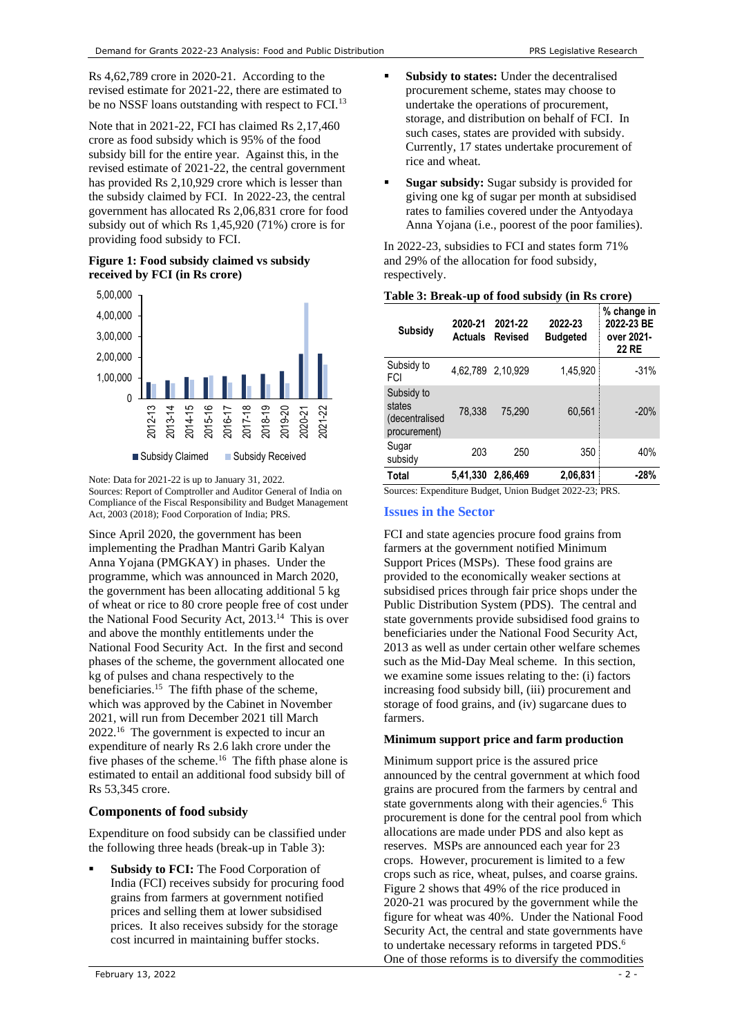Rs 4,62,789 crore in 2020-21. According to the revised estimate for 2021-22, there are estimated to be no NSSF loans outstanding with respect to FCI.[13]

Note that in 2021-22, FCI has claimed Rs 2,17,460 crore as food subsidy which is 95% of the food subsidy bill for the entire year. Against this, in the revised estimate of 2021-22, the central government has provided Rs 2,10,929 crore which is lesser than the subsidy claimed by FCI. In 2022-23, the central government has allocated Rs 2,06,831 crore for food subsidy out of which Rs 1,45,920 (71%) crore is for providing food subsidy to FCI.

**Figure 1: Food subsidy claimed vs subsidy received by FCI (in Rs crore)**

Note: Data for 2021-22 is up to January 31, 2022.
Sources: Report of Comptroller and Auditor General of India on Compliance of the Fiscal Responsibility and Budget Management Act, 2003 (2018); Food Corporation of India; PRS.

Since April 2020, the government has been implementing the Pradhan Mantri Garib Kalyan Anna Yojana (PMGKAY) in phases. Under the programme, which was announced in March 2020, the government has been allocating additional 5 kg of wheat or rice to 80 crore people free of cost under the National Food Security Act, 2013.[14] This is over and above the monthly entitlements under the National Food Security Act. In the first and second phases of the scheme, the government allocated one kg of pulses and chana respectively to the beneficiaries.[15] The fifth phase of the scheme, which was approved by the Cabinet in November 2021, will run from December 2021 till March 2022.[16] The government is expected to incur an expenditure of nearly Rs 2.6 lakh crore under the five phases of the scheme.[16] The fifth phase alone is estimated to entail an additional food subsidy bill of Rs 53,345 crore.

## Components of food subsidy

Expenditure on food subsidy can be classified under the following three heads (break-up in Table 3):

- **Subsidy to FCI:** The Food Corporation of India (FCI) receives subsidy for procuring food grains from farmers at government notified prices and selling them at lower subsidised prices. It also receives subsidy for the storage cost incurred in maintaining buffer stocks.
- **Subsidy to states:** Under the decentralised procurement scheme, states may choose to undertake the operations of procurement, storage, and distribution on behalf of FCI. In such cases, states are provided with subsidy. Currently, 17 states undertake procurement of rice and wheat.
- **Sugar subsidy:** Sugar subsidy is provided for giving one kg of sugar per month at subsidised rates to families covered under the Antyodaya Anna Yojana (i.e., poorest of the poor families).

In 2022-23, subsidies to FCI and states form 71% and 29% of the allocation for food subsidy, respectively.

**Table 3: Break-up of food subsidy (in Rs crore)**

| Subsidy | 2020-21 Actuals | 2021-22 Revised | 2022-23 Budgeted | % change in 2022-23 BE over 2021-22 RE |
|---|---|---|---|---|
| Subsidy to FCI | 4,62,789 | 2,10,929 | 1,45,920 | -31% |
| Subsidy to states (decentralised procurement) | 78,338 | 75,290 | 60,561 | -20% |
| Sugar subsidy | 203 | 250 | 350 | 40% |
| **Total** | **5,41,330** | **2,86,469** | **2,06,831** | **-28%** |

Sources: Expenditure Budget, Union Budget 2022-23; PRS.

## Issues in the Sector

FCI and state agencies procure food grains from farmers at the government notified Minimum Support Prices (MSPs). These food grains are provided to the economically weaker sections at subsidised prices through fair price shops under the Public Distribution System (PDS). The central and state governments provide subsidised food grains to beneficiaries under the National Food Security Act, 2013 as well as under certain other welfare schemes such as the Mid-Day Meal scheme. In this section, we examine some issues relating to the: (i) factors increasing food subsidy bill, (iii) procurement and storage of food grains, and (iv) sugarcane dues to farmers.

### Minimum support price and farm production

Minimum support price is the assured price announced by the central government at which food grains are procured from the farmers by central and state governments along with their agencies.[6] This procurement is done for the central pool from which allocations are made under PDS and also kept as reserves. MSPs are announced each year for 23 crops. However, procurement is limited to a few crops such as rice, wheat, pulses, and coarse grains. Figure 2 shows that 49% of the rice produced in 2020-21 was procured by the government while the figure for wheat was 40%. Under the National Food Security Act, the central and state governments have to undertake necessary reforms in targeted PDS.[6] One of those reforms is to diversify the commodities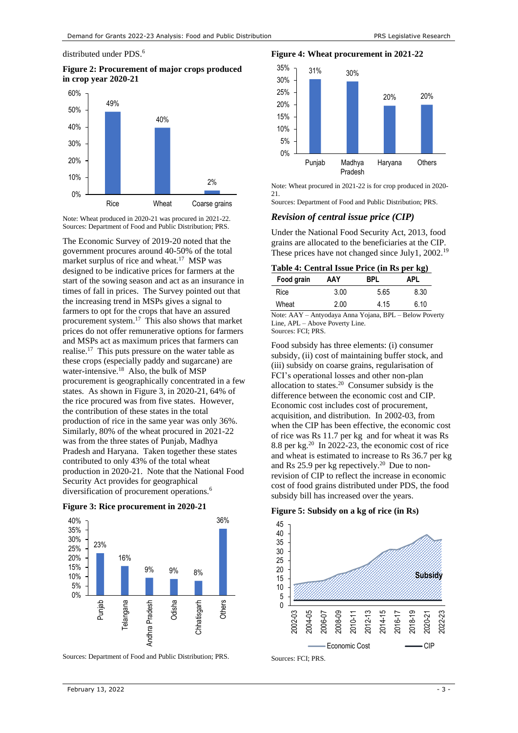distributed under PDS.[6]

**Figure 2: Procurement of major crops produced in crop year 2020-21**

Note: Wheat produced in 2020-21 was procured in 2021-22.
Sources: Department of Food and Public Distribution; PRS.

The Economic Survey of 2019-20 noted that the government procures around 40-50% of the total market surplus of rice and wheat.[17] MSP was designed to be indicative prices for farmers at the start of the sowing season and act as an insurance in times of fall in prices. The Survey pointed out that the increasing trend in MSPs gives a signal to farmers to opt for the crops that have an assured procurement system.[17] This also shows that market prices do not offer remunerative options for farmers and MSPs act as maximum prices that farmers can realise.[17] This puts pressure on the water table as these crops (especially paddy and sugarcane) are water-intensive.[18] Also, the bulk of MSP procurement is geographically concentrated in a few states. As shown in Figure 3, in 2020-21, 64% of the rice procured was from five states. However, the contribution of these states in the total production of rice in the same year was only 36%. Similarly, 80% of the wheat procured in 2021-22 was from the three states of Punjab, Madhya Pradesh and Haryana. Taken together these states contributed to only 43% of the total wheat production in 2020-21. Note that the National Food Security Act provides for geographical diversification of procurement operations.[6]

**Figure 3: Rice procurement in 2020-21**

Sources: Department of Food and Public Distribution; PRS.

**Figure 4: Wheat procurement in 2021-22**

Note: Wheat procured in 2021-22 is for crop produced in 2020-21.
Sources: Department of Food and Public Distribution; PRS.

### *Revision of central issue price (CIP)*

Under the National Food Security Act, 2013, food grains are allocated to the beneficiaries at the CIP. These prices have not changed since July1, 2002.[19]

**Table 4: Central Issue Price (in Rs per kg)**

| Food grain | AAY | BPL | APL |
|---|---|---|---|
| Rice | 3.00 | 5.65 | 8.30 |
| Wheat | 2.00 | 4.15 | 6.10 |

Note: AAY – Antyodaya Anna Yojana, BPL – Below Poverty Line, APL – Above Poverty Line.
Sources: FCI; PRS.

Food subsidy has three elements: (i) consumer subsidy, (ii) cost of maintaining buffer stock, and (iii) subsidy on coarse grains, regularisation of FCI's operational losses and other non-plan allocation to states.[20] Consumer subsidy is the difference between the economic cost and CIP. Economic cost includes cost of procurement, acquisition, and distribution. In 2002-03, from when the CIP has been effective, the economic cost of rice was Rs 11.7 per kg and for wheat it was Rs 8.8 per kg.[20] In 2022-23, the economic cost of rice and wheat is estimated to increase to Rs 36.7 per kg and Rs 25.9 per kg repectively.[20] Due to non-revision of CIP to reflect the increase in economic cost of food grains distributed under PDS, the food subsidy bill has increased over the years.

**Figure 5: Subsidy on a kg of rice (in Rs)**

Sources: FCI; PRS.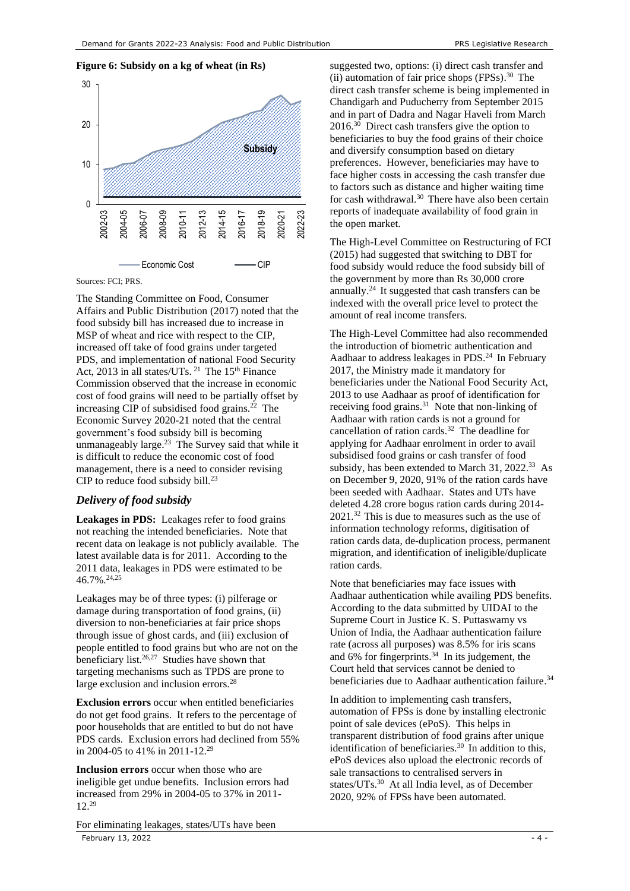**Figure 6: Subsidy on a kg of wheat (in Rs)**

Sources: FCI; PRS.

The Standing Committee on Food, Consumer Affairs and Public Distribution (2017) noted that the food subsidy bill has increased due to increase in MSP of wheat and rice with respect to the CIP, increased off take of food grains under targeted PDS, and implementation of national Food Security Act, 2013 in all states/UTs.[21] The 15th Finance Commission observed that the increase in economic cost of food grains will need to be partially offset by increasing CIP of subsidised food grains.[22] The Economic Survey 2020-21 noted that the central government's food subsidy bill is becoming unmanageably large.[23] The Survey said that while it is difficult to reduce the economic cost of food management, there is a need to consider revising CIP to reduce food subsidy bill.[23]

### *Delivery of food subsidy*

**Leakages in PDS:** Leakages refer to food grains not reaching the intended beneficiaries. Note that recent data on leakage is not publicly available. The latest available data is for 2011. According to the 2011 data, leakages in PDS were estimated to be 46.7%.[24,25]

Leakages may be of three types: (i) pilferage or damage during transportation of food grains, (ii) diversion to non-beneficiaries at fair price shops through issue of ghost cards, and (iii) exclusion of people entitled to food grains but who are not on the beneficiary list.[26,27] Studies have shown that targeting mechanisms such as TPDS are prone to large exclusion and inclusion errors.[28]

**Exclusion errors** occur when entitled beneficiaries do not get food grains. It refers to the percentage of poor households that are entitled to but do not have PDS cards. Exclusion errors had declined from 55% in 2004-05 to 41% in 2011-12.[29]

**Inclusion errors** occur when those who are ineligible get undue benefits. Inclusion errors had increased from 29% in 2004-05 to 37% in 2011-12.[29]

For eliminating leakages, states/UTs have been suggested two, options: (i) direct cash transfer and (ii) automation of fair price shops (FPSs).[30] The direct cash transfer scheme is being implemented in Chandigarh and Puducherry from September 2015 and in part of Dadra and Nagar Haveli from March 2016.[30] Direct cash transfers give the option to beneficiaries to buy the food grains of their choice and diversify consumption based on dietary preferences. However, beneficiaries may have to face higher costs in accessing the cash transfer due to factors such as distance and higher waiting time for cash withdrawal.[30] There have also been certain reports of inadequate availability of food grain in the open market.

The High-Level Committee on Restructuring of FCI (2015) had suggested that switching to DBT for food subsidy would reduce the food subsidy bill of the government by more than Rs 30,000 crore annually.[24] It suggested that cash transfers can be indexed with the overall price level to protect the amount of real income transfers.

The High-Level Committee had also recommended the introduction of biometric authentication and Aadhaar to address leakages in PDS.[24] In February 2017, the Ministry made it mandatory for beneficiaries under the National Food Security Act, 2013 to use Aadhaar as proof of identification for receiving food grains.[31] Note that non-linking of Aadhaar with ration cards is not a ground for cancellation of ration cards.[32] The deadline for applying for Aadhaar enrolment in order to avail subsidised food grains or cash transfer of food subsidy, has been extended to March 31, 2022.[33] As on December 9, 2020, 91% of the ration cards have been seeded with Aadhaar. States and UTs have deleted 4.28 crore bogus ration cards during 2014-2021.[32] This is due to measures such as the use of information technology reforms, digitisation of ration cards data, de-duplication process, permanent migration, and identification of ineligible/duplicate ration cards.

Note that beneficiaries may face issues with Aadhaar authentication while availing PDS benefits. According to the data submitted by UIDAI to the Supreme Court in Justice K. S. Puttaswamy vs Union of India, the Aadhaar authentication failure rate (across all purposes) was 8.5% for iris scans and 6% for fingerprints.[34] In its judgement, the Court held that services cannot be denied to beneficiaries due to Aadhaar authentication failure.[34]

In addition to implementing cash transfers, automation of FPSs is done by installing electronic point of sale devices (ePoS). This helps in transparent distribution of food grains after unique identification of beneficiaries.[30] In addition to this, ePoS devices also upload the electronic records of sale transactions to centralised servers in states/UTs.[30] At all India level, as of December 2020, 92% of FPSs have been automated.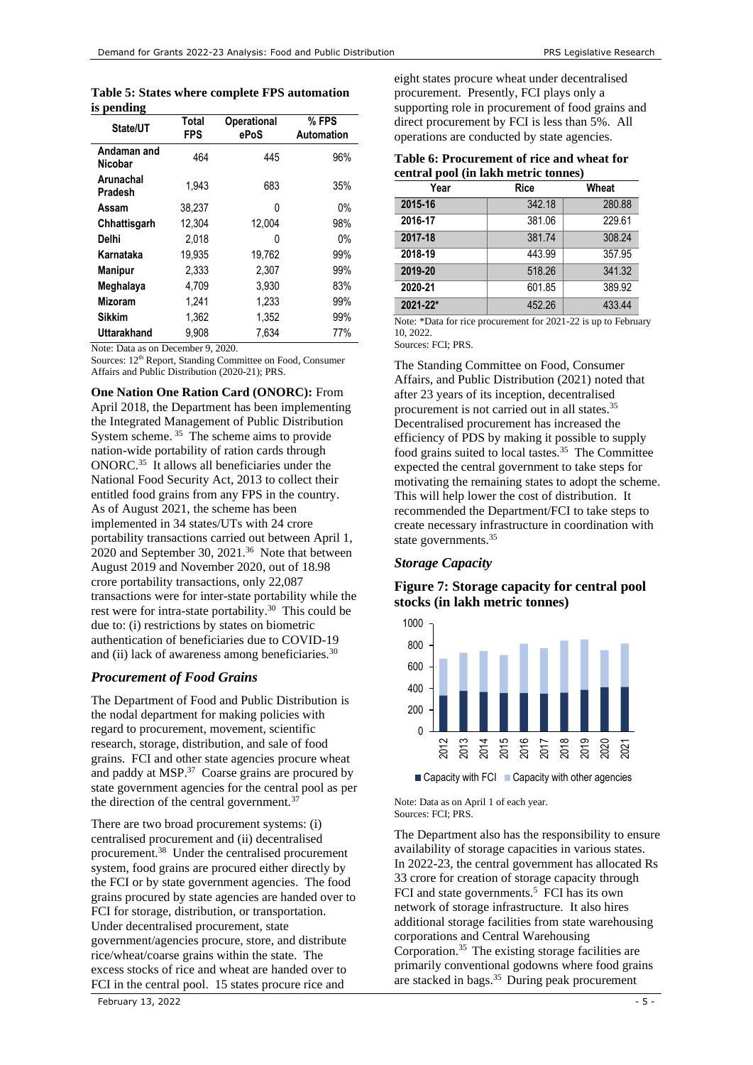**Table 5: States where complete FPS automation is pending**

| State/UT | Total FPS | Operational ePoS | % FPS Automation |
|---|---|---|---|
| Andaman and Nicobar | 464 | 445 | 96% |
| Arunachal Pradesh | 1,943 | 683 | 35% |
| Assam | 38,237 | 0 | 0% |
| Chhattisgarh | 12,304 | 12,004 | 98% |
| Delhi | 2,018 | 0 | 0% |
| Karnataka | 19,935 | 19,762 | 99% |
| Manipur | 2,333 | 2,307 | 99% |
| Meghalaya | 4,709 | 3,930 | 83% |
| Mizoram | 1,241 | 1,233 | 99% |
| Sikkim | 1,362 | 1,352 | 99% |
| Uttarakhand | 9,908 | 7,634 | 77% |

Note: Data as on December 9, 2020.
Sources: 12th Report, Standing Committee on Food, Consumer Affairs and Public Distribution (2020-21); PRS.

**One Nation One Ration Card (ONORC):** From April 2018, the Department has been implementing the Integrated Management of Public Distribution System scheme.[35] The scheme aims to provide nation-wide portability of ration cards through ONORC.[35] It allows all beneficiaries under the National Food Security Act, 2013 to collect their entitled food grains from any FPS in the country. As of August 2021, the scheme has been implemented in 34 states/UTs with 24 crore portability transactions carried out between April 1, 2020 and September 30, 2021.[36] Note that between August 2019 and November 2020, out of 18.98 crore portability transactions, only 22,087 transactions were for inter-state portability while the rest were for intra-state portability.[30] This could be due to: (i) restrictions by states on biometric authentication of beneficiaries due to COVID-19 and (ii) lack of awareness among beneficiaries.[30]

## *Procurement of Food Grains*

The Department of Food and Public Distribution is the nodal department for making policies with regard to procurement, movement, scientific research, storage, distribution, and sale of food grains. FCI and other state agencies procure wheat and paddy at MSP.[37] Coarse grains are procured by state government agencies for the central pool as per the direction of the central government.[37]

There are two broad procurement systems: (i) centralised procurement and (ii) decentralised procurement.[38] Under the centralised procurement system, food grains are procured either directly by the FCI or by state government agencies. The food grains procured by state agencies are handed over to FCI for storage, distribution, or transportation. Under decentralised procurement, state government/agencies procure, store, and distribute rice/wheat/coarse grains within the state. The excess stocks of rice and wheat are handed over to FCI in the central pool. 15 states procure rice and eight states procure wheat under decentralised procurement. Presently, FCI plays only a supporting role in procurement of food grains and direct procurement by FCI is less than 5%. All operations are conducted by state agencies.

**Table 6: Procurement of rice and wheat for central pool (in lakh metric tonnes)**

| Year | Rice | Wheat |
|---|---|---|
| 2015-16 | 342.18 | 280.88 |
| 2016-17 | 381.06 | 229.61 |
| 2017-18 | 381.74 | 308.24 |
| 2018-19 | 443.99 | 357.95 |
| 2019-20 | 518.26 | 341.32 |
| 2020-21 | 601.85 | 389.92 |
| 2021-22* | 452.26 | 433.44 |

Note: *Data for rice procurement for 2021-22 is up to February 10, 2022.
Sources: FCI; PRS.

The Standing Committee on Food, Consumer Affairs, and Public Distribution (2021) noted that after 23 years of its inception, decentralised procurement is not carried out in all states.[35] Decentralised procurement has increased the efficiency of PDS by making it possible to supply food grains suited to local tastes.[35] The Committee expected the central government to take steps for motivating the remaining states to adopt the scheme. This will help lower the cost of distribution. It recommended the Department/FCI to take steps to create necessary infrastructure in coordination with state governments.[35]

## *Storage Capacity*

**Figure 7: Storage capacity for central pool stocks (in lakh metric tonnes)**

Note: Data as on April 1 of each year.
Sources: FCI; PRS.

The Department also has the responsibility to ensure availability of storage capacities in various states. In 2022-23, the central government has allocated Rs 33 crore for creation of storage capacity through FCI and state governments.[5] FCI has its own network of storage infrastructure. It also hires additional storage facilities from state warehousing corporations and Central Warehousing Corporation.[35] The existing storage facilities are primarily conventional godowns where food grains are stacked in bags.[35] During peak procurement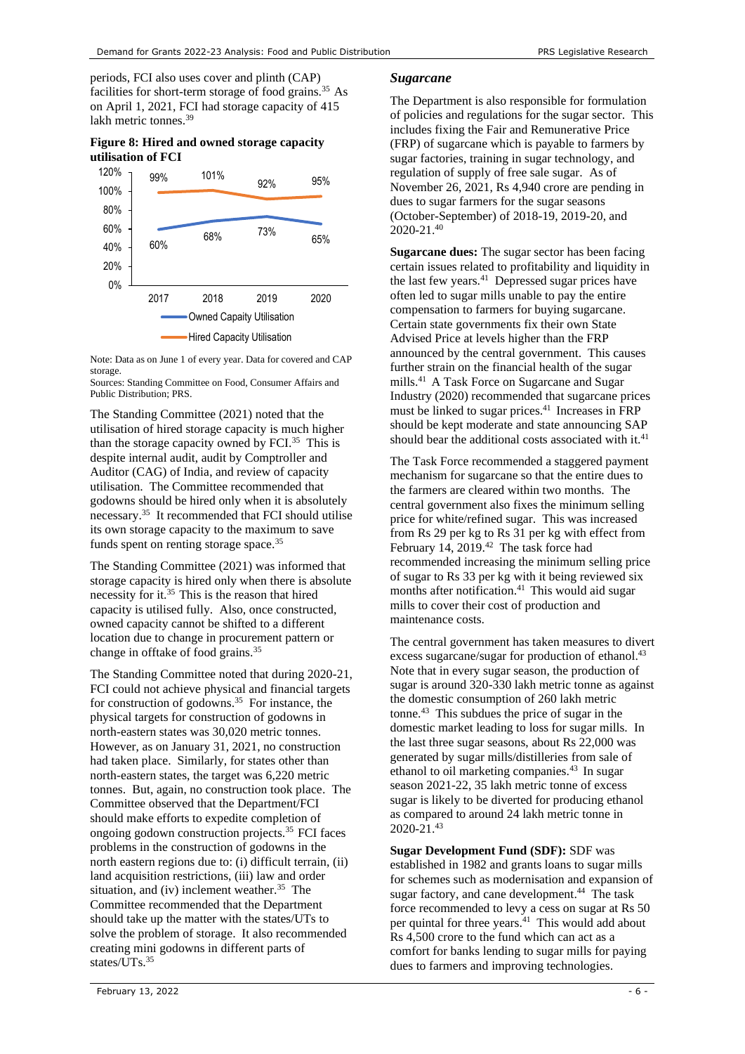periods, FCI also uses cover and plinth (CAP) facilities for short-term storage of food grains.[35] As on April 1, 2021, FCI had storage capacity of 415 lakh metric tonnes.[39]

**Figure 8: Hired and owned storage capacity utilisation of FCI**

| Year | Owned Capaity Utilisation | Hired Capacity Utilisation |
|---|---|---|
| 2017 | 60% | 99% |
| 2018 | 68% | 101% |
| 2019 | 73% | 92% |
| 2020 | 65% | 95% |

Note: Data as on June 1 of every year. Data for covered and CAP storage.
Sources: Standing Committee on Food, Consumer Affairs and Public Distribution; PRS.

The Standing Committee (2021) noted that the utilisation of hired storage capacity is much higher than the storage capacity owned by FCI.[35] This is despite internal audit, audit by Comptroller and Auditor (CAG) of India, and review of capacity utilisation. The Committee recommended that godowns should be hired only when it is absolutely necessary.[35] It recommended that FCI should utilise its own storage capacity to the maximum to save funds spent on renting storage space.[35]

The Standing Committee (2021) was informed that storage capacity is hired only when there is absolute necessity for it.[35] This is the reason that hired capacity is utilised fully. Also, once constructed, owned capacity cannot be shifted to a different location due to change in procurement pattern or change in offtake of food grains.[35]

The Standing Committee noted that during 2020-21, FCI could not achieve physical and financial targets for construction of godowns.[35] For instance, the physical targets for construction of godowns in north-eastern states was 30,020 metric tonnes. However, as on January 31, 2021, no construction had taken place. Similarly, for states other than north-eastern states, the target was 6,220 metric tonnes. But, again, no construction took place. The Committee observed that the Department/FCI should make efforts to expedite completion of ongoing godown construction projects.[35] FCI faces problems in the construction of godowns in the north eastern regions due to: (i) difficult terrain, (ii) land acquisition restrictions, (iii) law and order situation, and (iv) inclement weather.[35] The Committee recommended that the Department should take up the matter with the states/UTs to solve the problem of storage. It also recommended creating mini godowns in different parts of states/UTs.[35]

### *Sugarcane*

The Department is also responsible for formulation of policies and regulations for the sugar sector. This includes fixing the Fair and Remunerative Price (FRP) of sugarcane which is payable to farmers by sugar factories, training in sugar technology, and regulation of supply of free sale sugar. As of November 26, 2021, Rs 4,940 crore are pending in dues to sugar farmers for the sugar seasons (October-September) of 2018-19, 2019-20, and 2020-21.[40]

**Sugarcane dues:** The sugar sector has been facing certain issues related to profitability and liquidity in the last few years.[41] Depressed sugar prices have often led to sugar mills unable to pay the entire compensation to farmers for buying sugarcane. Certain state governments fix their own State Advised Price at levels higher than the FRP announced by the central government. This causes further strain on the financial health of the sugar mills.[41] A Task Force on Sugarcane and Sugar Industry (2020) recommended that sugarcane prices must be linked to sugar prices.[41] Increases in FRP should be kept moderate and state announcing SAP should bear the additional costs associated with it.[41]

The Task Force recommended a staggered payment mechanism for sugarcane so that the entire dues to the farmers are cleared within two months. The central government also fixes the minimum selling price for white/refined sugar. This was increased from Rs 29 per kg to Rs 31 per kg with effect from February 14, 2019.[42] The task force had recommended increasing the minimum selling price of sugar to Rs 33 per kg with it being reviewed six months after notification.[41] This would aid sugar mills to cover their cost of production and maintenance costs.

The central government has taken measures to divert excess sugarcane/sugar for production of ethanol.[43] Note that in every sugar season, the production of sugar is around 320-330 lakh metric tonne as against the domestic consumption of 260 lakh metric tonne.[43] This subdues the price of sugar in the domestic market leading to loss for sugar mills. In the last three sugar seasons, about Rs 22,000 was generated by sugar mills/distilleries from sale of ethanol to oil marketing companies.[43] In sugar season 2021-22, 35 lakh metric tonne of excess sugar is likely to be diverted for producing ethanol as compared to around 24 lakh metric tonne in 2020-21.[43]

**Sugar Development Fund (SDF):** SDF was established in 1982 and grants loans to sugar mills for schemes such as modernisation and expansion of sugar factory, and cane development.[44] The task force recommended to levy a cess on sugar at Rs 50 per quintal for three years.[41] This would add about Rs 4,500 crore to the fund which can act as a comfort for banks lending to sugar mills for paying dues to farmers and improving technologies.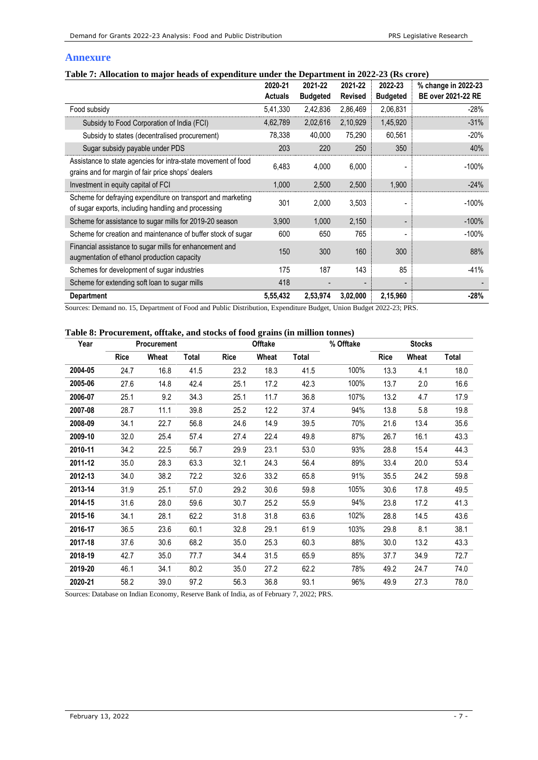## Annexure

**Table 7: Allocation to major heads of expenditure under the Department in 2022-23 (Rs crore)**

| | 2020-21 Actuals | 2021-22 Budgeted | 2021-22 Revised | 2022-23 Budgeted | % change in 2022-23 BE over 2021-22 RE |
|---|---|---|---|---|---|
| Food subsidy | 5,41,330 | 2,42,836 | 2,86,469 | 2,06,831 | -28% |
| Subsidy to Food Corporation of India (FCI) | 4,62,789 | 2,02,616 | 2,10,929 | 1,45,920 | -31% |
| Subsidy to states (decentralised procurement) | 78,338 | 40,000 | 75,290 | 60,561 | -20% |
| Sugar subsidy payable under PDS | 203 | 220 | 250 | 350 | 40% |
| Assistance to state agencies for intra-state movement of food grains and for margin of fair price shops' dealers | 6,483 | 4,000 | 6,000 | - | -100% |
| Investment in equity capital of FCI | 1,000 | 2,500 | 2,500 | 1,900 | -24% |
| Scheme for defraying expenditure on transport and marketing of sugar exports, including handling and processing | 301 | 2,000 | 3,503 | - | -100% |
| Scheme for assistance to sugar mills for 2019-20 season | 3,900 | 1,000 | 2,150 | - | -100% |
| Scheme for creation and maintenance of buffer stock of sugar | 600 | 650 | 765 | - | -100% |
| Financial assistance to sugar mills for enhancement and augmentation of ethanol production capacity | 150 | 300 | 160 | 300 | 88% |
| Schemes for development of sugar industries | 175 | 187 | 143 | 85 | -41% |
| Scheme for extending soft loan to sugar mills | 418 | - | - | - | - |
| **Department** | **5,55,432** | **2,53,974** | **3,02,000** | **2,15,960** | **-28%** |

Sources: Demand no. 15, Department of Food and Public Distribution, Expenditure Budget, Union Budget 2022-23; PRS.

**Table 8: Procurement, offtake, and stocks of food grains (in million tonnes)**

| Year | Procurement | | | Offtake | | | % Offtake | Stocks | | |
|---|---|---|---|---|---|---|---|---|---|---|
| | Rice | Wheat | Total | Rice | Wheat | Total | | Rice | Wheat | Total |
| **2004-05** | 24.7 | 16.8 | 41.5 | 23.2 | 18.3 | 41.5 | 100% | 13.3 | 4.1 | 18.0 |
| **2005-06** | 27.6 | 14.8 | 42.4 | 25.1 | 17.2 | 42.3 | 100% | 13.7 | 2.0 | 16.6 |
| **2006-07** | 25.1 | 9.2 | 34.3 | 25.1 | 11.7 | 36.8 | 107% | 13.2 | 4.7 | 17.9 |
| **2007-08** | 28.7 | 11.1 | 39.8 | 25.2 | 12.2 | 37.4 | 94% | 13.8 | 5.8 | 19.8 |
| **2008-09** | 34.1 | 22.7 | 56.8 | 24.6 | 14.9 | 39.5 | 70% | 21.6 | 13.4 | 35.6 |
| **2009-10** | 32.0 | 25.4 | 57.4 | 27.4 | 22.4 | 49.8 | 87% | 26.7 | 16.1 | 43.3 |
| **2010-11** | 34.2 | 22.5 | 56.7 | 29.9 | 23.1 | 53.0 | 93% | 28.8 | 15.4 | 44.3 |
| **2011-12** | 35.0 | 28.3 | 63.3 | 32.1 | 24.3 | 56.4 | 89% | 33.4 | 20.0 | 53.4 |
| **2012-13** | 34.0 | 38.2 | 72.2 | 32.6 | 33.2 | 65.8 | 91% | 35.5 | 24.2 | 59.8 |
| **2013-14** | 31.9 | 25.1 | 57.0 | 29.2 | 30.6 | 59.8 | 105% | 30.6 | 17.8 | 49.5 |
| **2014-15** | 31.6 | 28.0 | 59.6 | 30.7 | 25.2 | 55.9 | 94% | 23.8 | 17.2 | 41.3 |
| **2015-16** | 34.1 | 28.1 | 62.2 | 31.8 | 31.8 | 63.6 | 102% | 28.8 | 14.5 | 43.6 |
| **2016-17** | 36.5 | 23.6 | 60.1 | 32.8 | 29.1 | 61.9 | 103% | 29.8 | 8.1 | 38.1 |
| **2017-18** | 37.6 | 30.6 | 68.2 | 35.0 | 25.3 | 60.3 | 88% | 30.0 | 13.2 | 43.3 |
| **2018-19** | 42.7 | 35.0 | 77.7 | 34.4 | 31.5 | 65.9 | 85% | 37.7 | 34.9 | 72.7 |
| **2019-20** | 46.1 | 34.1 | 80.2 | 35.0 | 27.2 | 62.2 | 78% | 49.2 | 24.7 | 74.0 |
| **2020-21** | 58.2 | 39.0 | 97.2 | 56.3 | 36.8 | 93.1 | 96% | 49.9 | 27.3 | 78.0 |

Sources: Database on Indian Economy, Reserve Bank of India, as of February 7, 2022; PRS.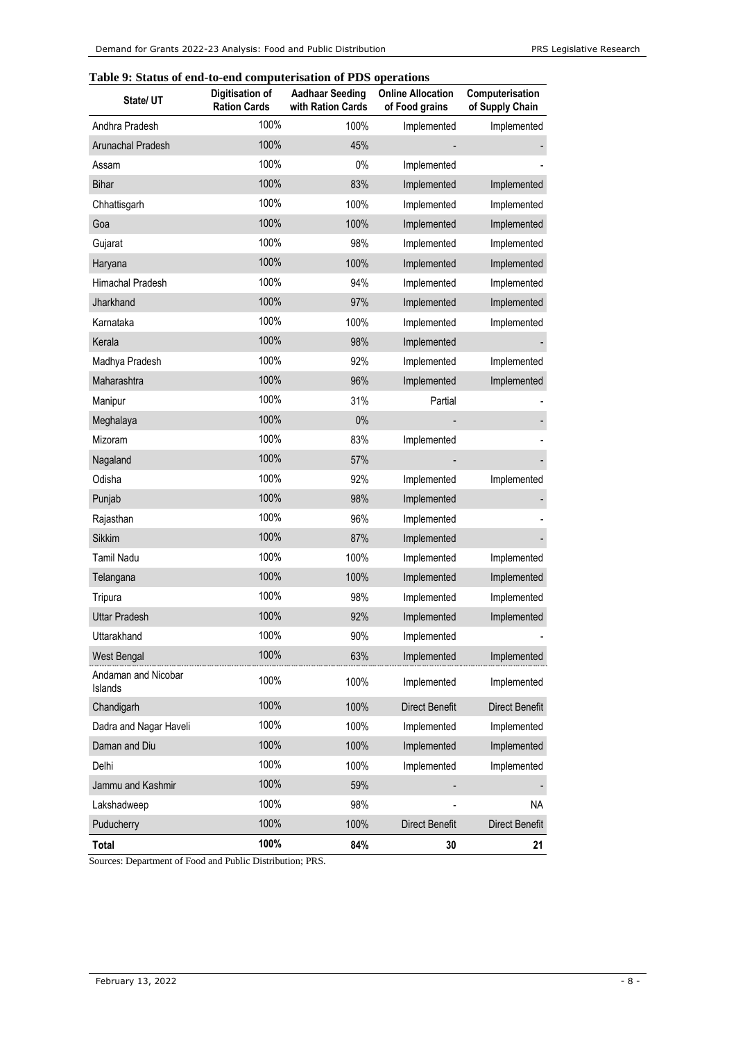**Table 9: Status of end-to-end computerisation of PDS operations**

| State/ UT | Digitisation of Ration Cards | Aadhaar Seeding with Ration Cards | Online Allocation of Food grains | Computerisation of Supply Chain |
|---|---|---|---|---|
| Andhra Pradesh | 100% | 100% | Implemented | Implemented |
| Arunachal Pradesh | 100% | 45% | - | - |
| Assam | 100% | 0% | Implemented | - |
| Bihar | 100% | 83% | Implemented | Implemented |
| Chhattisgarh | 100% | 100% | Implemented | Implemented |
| Goa | 100% | 100% | Implemented | Implemented |
| Gujarat | 100% | 98% | Implemented | Implemented |
| Haryana | 100% | 100% | Implemented | Implemented |
| Himachal Pradesh | 100% | 94% | Implemented | Implemented |
| Jharkhand | 100% | 97% | Implemented | Implemented |
| Karnataka | 100% | 100% | Implemented | Implemented |
| Kerala | 100% | 98% | Implemented | - |
| Madhya Pradesh | 100% | 92% | Implemented | Implemented |
| Maharashtra | 100% | 96% | Implemented | Implemented |
| Manipur | 100% | 31% | Partial | - |
| Meghalaya | 100% | 0% | - | - |
| Mizoram | 100% | 83% | Implemented | - |
| Nagaland | 100% | 57% | - | - |
| Odisha | 100% | 92% | Implemented | Implemented |
| Punjab | 100% | 98% | Implemented | - |
| Rajasthan | 100% | 96% | Implemented | - |
| Sikkim | 100% | 87% | Implemented | - |
| Tamil Nadu | 100% | 100% | Implemented | Implemented |
| Telangana | 100% | 100% | Implemented | Implemented |
| Tripura | 100% | 98% | Implemented | Implemented |
| Uttar Pradesh | 100% | 92% | Implemented | Implemented |
| Uttarakhand | 100% | 90% | Implemented | - |
| West Bengal | 100% | 63% | Implemented | Implemented |
| Andaman and Nicobar Islands | 100% | 100% | Implemented | Implemented |
| Chandigarh | 100% | 100% | Direct Benefit | Direct Benefit |
| Dadra and Nagar Haveli | 100% | 100% | Implemented | Implemented |
| Daman and Diu | 100% | 100% | Implemented | Implemented |
| Delhi | 100% | 100% | Implemented | Implemented |
| Jammu and Kashmir | 100% | 59% | - | - |
| Lakshadweep | 100% | 98% | - | NA |
| Puducherry | 100% | 100% | Direct Benefit | Direct Benefit |
| **Total** | **100%** | **84%** | **30** | **21** |

Sources: Department of Food and Public Distribution; PRS.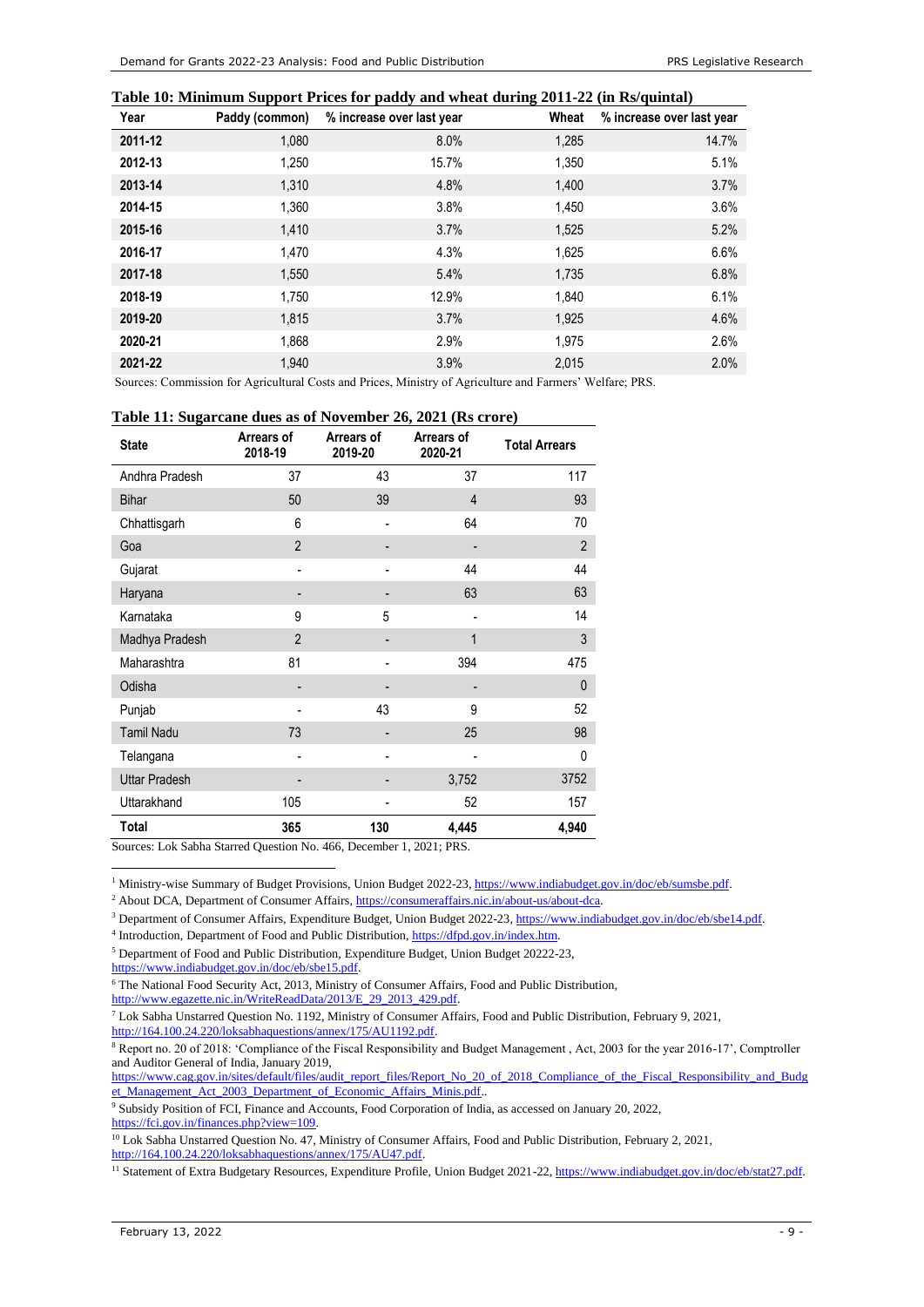**Table 10: Minimum Support Prices for paddy and wheat during 2011-22 (in Rs/quintal)**

| Year | Paddy (common) | % increase over last year | Wheat | % increase over last year |
|---|---|---|---|---|
| **2011-12** | 1,080 | 8.0% | 1,285 | 14.7% |
| **2012-13** | 1,250 | 15.7% | 1,350 | 5.1% |
| **2013-14** | 1,310 | 4.8% | 1,400 | 3.7% |
| **2014-15** | 1,360 | 3.8% | 1,450 | 3.6% |
| **2015-16** | 1,410 | 3.7% | 1,525 | 5.2% |
| **2016-17** | 1,470 | 4.3% | 1,625 | 6.6% |
| **2017-18** | 1,550 | 5.4% | 1,735 | 6.8% |
| **2018-19** | 1,750 | 12.9% | 1,840 | 6.1% |
| **2019-20** | 1,815 | 3.7% | 1,925 | 4.6% |
| **2020-21** | 1,868 | 2.9% | 1,975 | 2.6% |
| **2021-22** | 1,940 | 3.9% | 2,015 | 2.0% |

Sources: Commission for Agricultural Costs and Prices, Ministry of Agriculture and Farmers' Welfare; PRS.

**Table 11: Sugarcane dues as of November 26, 2021 (Rs crore)**

| State | Arrears of 2018-19 | Arrears of 2019-20 | Arrears of 2020-21 | Total Arrears |
|---|---|---|---|---|
| Andhra Pradesh | 37 | 43 | 37 | 117 |
| Bihar | 50 | 39 | 4 | 93 |
| Chhattisgarh | 6 | - | 64 | 70 |
| Goa | 2 | - | - | 2 |
| Gujarat | - | - | 44 | 44 |
| Haryana | - | - | 63 | 63 |
| Karnataka | 9 | 5 | - | 14 |
| Madhya Pradesh | 2 | - | 1 | 3 |
| Maharashtra | 81 | - | 394 | 475 |
| Odisha | - | - | - | 0 |
| Punjab | - | 43 | 9 | 52 |
| Tamil Nadu | 73 | - | 25 | 98 |
| Telangana | - | - | - | 0 |
| Uttar Pradesh | - | - | 3,752 | 3752 |
| Uttarakhand | 105 | - | 52 | 157 |
| **Total** | **365** | **130** | **4,445** | **4,940** |

Sources: Lok Sabha Starred Question No. 466, December 1, 2021; PRS.

---

[1] Ministry-wise Summary of Budget Provisions, Union Budget 2022-23, https://www.indiabudget.gov.in/doc/eb/sumsbe.pdf.

[2] About DCA, Department of Consumer Affairs, https://consumeraffairs.nic.in/about-us/about-dca.

[3] Department of Consumer Affairs, Expenditure Budget, Union Budget 2022-23, https://www.indiabudget.gov.in/doc/eb/sbe14.pdf.

[4] Introduction, Department of Food and Public Distribution, https://dfpd.gov.in/index.htm.

[5] Department of Food and Public Distribution, Expenditure Budget, Union Budget 20222-23, https://www.indiabudget.gov.in/doc/eb/sbe15.pdf.

[6] The National Food Security Act, 2013, Ministry of Consumer Affairs, Food and Public Distribution, http://www.egazette.nic.in/WriteReadData/2013/E_29_2013_429.pdf.

[7] Lok Sabha Unstarred Question No. 1192, Ministry of Consumer Affairs, Food and Public Distribution, February 9, 2021, http://164.100.24.220/loksabhaquestions/annex/175/AU1192.pdf.

[8] Report no. 20 of 2018: 'Compliance of the Fiscal Responsibility and Budget Management , Act, 2003 for the year 2016-17', Comptroller and Auditor General of India, January 2019, https://www.cag.gov.in/sites/default/files/audit_report_files/Report_No_20_of_2018_Compliance_of_the_Fiscal_Responsibility_and_Budget_Management_Act_2003_Department_of_Economic_Affairs_Minis.pdf..

[9] Subsidy Position of FCI, Finance and Accounts, Food Corporation of India, as accessed on January 20, 2022, https://fci.gov.in/finances.php?view=109.

[10] Lok Sabha Unstarred Question No. 47, Ministry of Consumer Affairs, Food and Public Distribution, February 2, 2021, http://164.100.24.220/loksabhaquestions/annex/175/AU47.pdf.

[11] Statement of Extra Budgetary Resources, Expenditure Profile, Union Budget 2021-22, https://www.indiabudget.gov.in/doc/eb/stat27.pdf.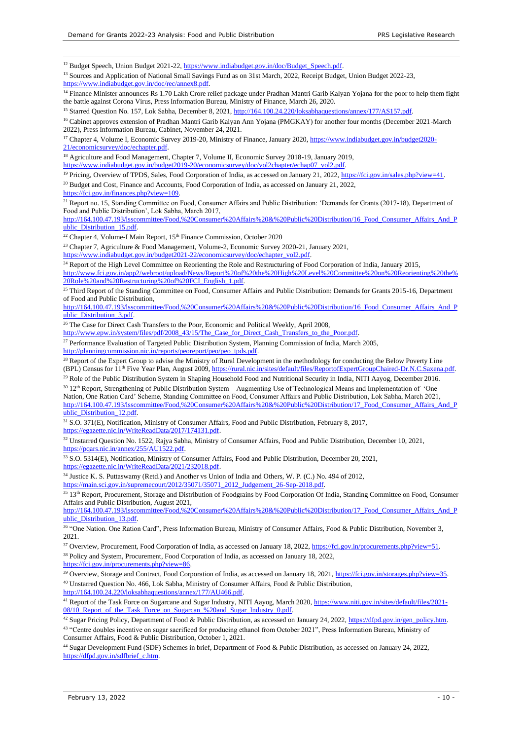[12] Budget Speech, Union Budget 2021-22, https://www.indiabudget.gov.in/doc/Budget_Speech.pdf.

[13] Sources and Application of National Small Savings Fund as on 31st March, 2022, Receipt Budget, Union Budget 2022-23, https://www.indiabudget.gov.in/doc/rec/annex8.pdf.

[14] Finance Minister announces Rs 1.70 Lakh Crore relief package under Pradhan Mantri Garib Kalyan Yojana for the poor to help them fight the battle against Corona Virus, Press Information Bureau, Ministry of Finance, March 26, 2020.

[15] Starred Question No. 157, Lok Sabha, December 8, 2021, http://164.100.24.220/loksabhaquestions/annex/177/AS157.pdf.

[16] Cabinet approves extension of Pradhan Mantri Garib Kalyan Ann Yojana (PMGKAY) for another four months (December 2021-March 2022), Press Information Bureau, Cabinet, November 24, 2021.

[17] Chapter 4, Volume I, Economic Survey 2019-20, Ministry of Finance, January 2020, https://www.indiabudget.gov.in/budget2020-21/economicsurvey/doc/echapter.pdf.

[18] Agriculture and Food Management, Chapter 7, Volume II, Economic Survey 2018-19, January 2019, https://www.indiabudget.gov.in/budget2019-20/economicsurvey/doc/vol2chapter/echap07_vol2.pdf.

[19] Pricing, Overview of TPDS, Sales, Food Corporation of India, as accessed on January 21, 2022, https://fci.gov.in/sales.php?view=41.

[20] Budget and Cost, Finance and Accounts, Food Corporation of India, as accessed on January 21, 2022, https://fci.gov.in/finances.php?view=109.

[21] Report no. 15, Standing Committee on Food, Consumer Affairs and Public Distribution: 'Demands for Grants (2017-18), Department of Food and Public Distribution', Lok Sabha, March 2017, http://164.100.47.193/lsscommittee/Food,%20Consumer%20Affairs%20&%20Public%20Distribution/16_Food_Consumer_Affairs_And_Public_Distribution_15.pdf.

[22] Chapter 4, Volume-I Main Report, 15th Finance Commission, October 2020

[23] Chapter 7, Agriculture & Food Management, Volume-2, Economic Survey 2020-21, January 2021, https://www.indiabudget.gov.in/budget2021-22/economicsurvey/doc/echapter_vol2.pdf.

[24] Report of the High Level Committee on Reorienting the Role and Restructuring of Food Corporation of India, January 2015, http://www.fci.gov.in/app2/webroot/upload/News/Report%20of%20the%20High%20Level%20Committee%20on%20Reorienting%20the%20Role%20and%20Restructuring%20of%20FCI_English_1.pdf.

[25] Third Report of the Standing Committee on Food, Consumer Affairs and Public Distribution: Demands for Grants 2015-16, Department of Food and Public Distribution, http://164.100.47.193/lsscommittee/Food,%20Consumer%20Affairs%20&%20Public%20Distribution/16_Food_Consumer_Affairs_And_Public_Distribution_3.pdf.

[26] The Case for Direct Cash Transfers to the Poor, Economic and Political Weekly, April 2008, http://www.epw.in/system/files/pdf/2008_43/15/The_Case_for_Direct_Cash_Transfers_to_the_Poor.pdf.

[27] Performance Evaluation of Targeted Public Distribution System, Planning Commission of India, March 2005, http://planningcommission.nic.in/reports/peoreport/peo/peo_tpds.pdf.

[28] Report of the Expert Group to advise the Ministry of Rural Development in the methodology for conducting the Below Poverty Line (BPL) Census for 11th Five Year Plan, August 2009, https://rural.nic.in/sites/default/files/ReportofExpertGroupChaired-Dr.N.C.Saxena.pdf.

[29] Role of the Public Distribution System in Shaping Household Food and Nutritional Security in India, NITI Aayog, December 2016.

[30] 12th Report, Strengthening of Public Distribution System – Augmenting Use of Technological Means and Implementation of 'One Nation, One Ration Card' Scheme, Standing Committee on Food, Consumer Affairs and Public Distribution, Lok Sabha, March 2021, http://164.100.47.193/lsscommittee/Food,%20Consumer%20Affairs%20&%20Public%20Distribution/17_Food_Consumer_Affairs_And_Public_Distribution_12.pdf.

[31] S.O. 371(E), Notification, Ministry of Consumer Affairs, Food and Public Distribution, February 8, 2017, https://egazette.nic.in/WriteReadData/2017/174131.pdf.

[32] Unstarred Question No. 1522, Rajya Sabha, Ministry of Consumer Affairs, Food and Public Distribution, December 10, 2021, https://pqars.nic.in/annex/255/AU1522.pdf.

[33] S.O. 5314(E), Notification, Ministry of Consumer Affairs, Food and Public Distribution, December 20, 2021, https://egazette.nic.in/WriteReadData/2021/232018.pdf.

[34] Justice K. S. Puttaswamy (Retd.) and Another vs Union of India and Others, W. P. (C.) No. 494 of 2012, https://main.sci.gov.in/supremecourt/2012/35071/35071_2012_Judgement_26-Sep-2018.pdf.

[35] 13th Report, Procurement, Storage and Distribution of Foodgrains by Food Corporation Of India, Standing Committee on Food, Consumer Affairs and Public Distribution, August 2021, http://164.100.47.193/lsscommittee/Food,%20Consumer%20Affairs%20&%20Public%20Distribution/17_Food_Consumer_Affairs_And_Public_Distribution_13.pdf.

[36] "One Nation. One Ration Card", Press Information Bureau, Ministry of Consumer Affairs, Food & Public Distribution, November 3, 2021.

[37] Overview, Procurement, Food Corporation of India, as accessed on January 18, 2022, https://fci.gov.in/procurements.php?view=51.

[38] Policy and System, Procurement, Food Corporation of India, as accessed on January 18, 2022, https://fci.gov.in/procurements.php?view=86.

[39] Overview, Storage and Contract, Food Corporation of India, as accessed on January 18, 2021, https://fci.gov.in/storages.php?view=35.

[40] Unstarred Question No. 466, Lok Sabha, Ministry of Consumer Affairs, Food & Public Distribution, http://164.100.24.220/loksabhaquestions/annex/177/AU466.pdf.

[41] Report of the Task Force on Sugarcane and Sugar Industry, NITI Aayog, March 2020, https://www.niti.gov.in/sites/default/files/2021-08/10_Report_of_the_Task_Force_on_Sugarcan_%20and_Sugar_Industry_0.pdf.

[42] Sugar Pricing Policy, Department of Food & Public Distribution, as accessed on January 24, 2022, https://dfpd.gov.in/gen_policy.htm.

[43] "Centre doubles incentive on sugar sacrificed for producing ethanol from October 2021", Press Information Bureau, Ministry of Consumer Affairs, Food & Public Distribution, October 1, 2021.

[44] Sugar Development Fund (SDF) Schemes in brief, Department of Food & Public Distribution, as accessed on January 24, 2022, https://dfpd.gov.in/sdfbrief_c.htm.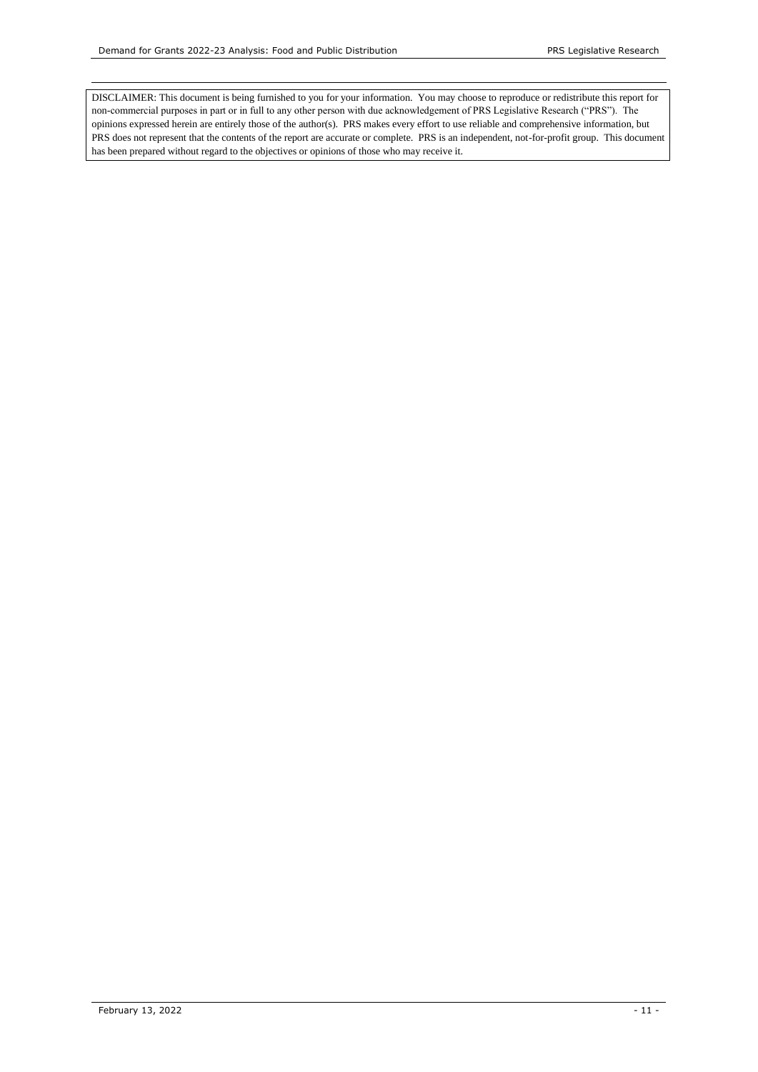DISCLAIMER: This document is being furnished to you for your information. You may choose to reproduce or redistribute this report for non-commercial purposes in part or in full to any other person with due acknowledgement of PRS Legislative Research ("PRS"). The opinions expressed herein are entirely those of the author(s). PRS makes every effort to use reliable and comprehensive information, but PRS does not represent that the contents of the report are accurate or complete. PRS is an independent, not-for-profit group. This document has been prepared without regard to the objectives or opinions of those who may receive it.